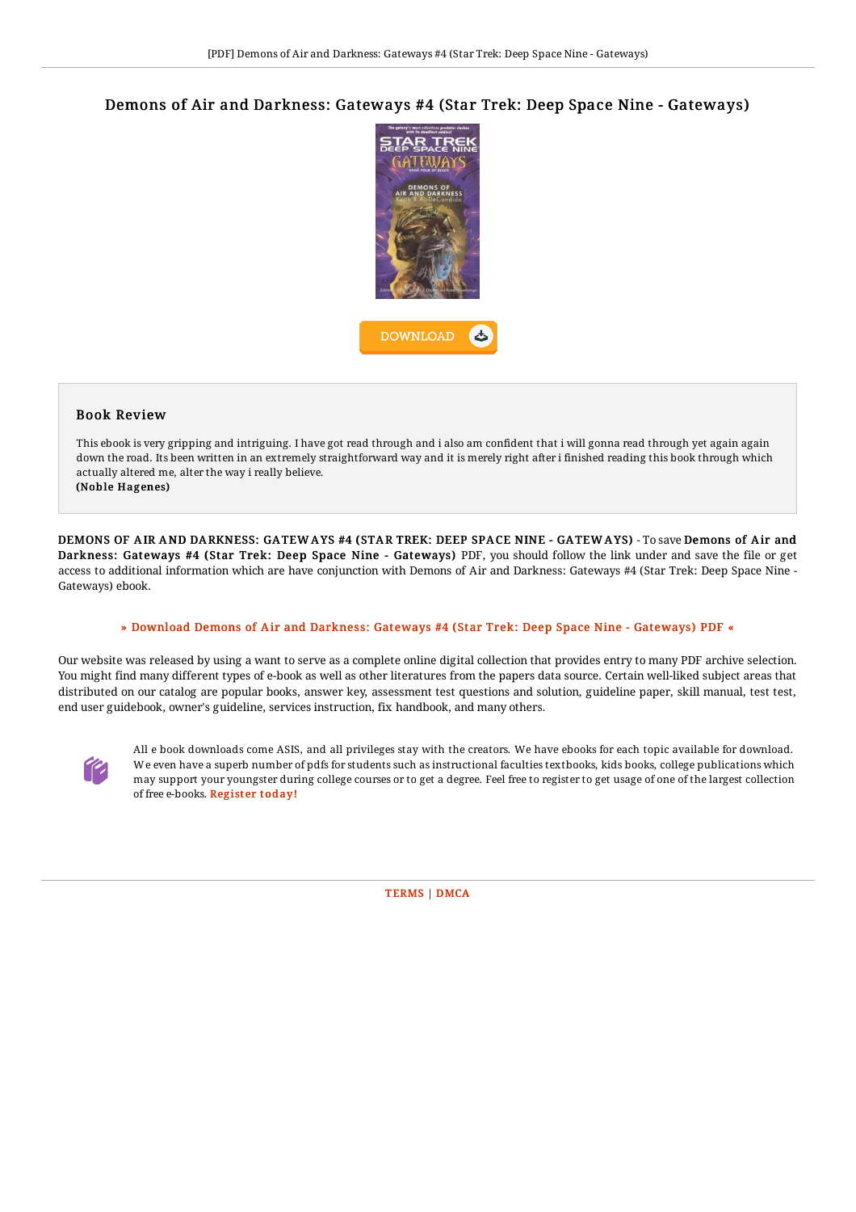# Demons of Air and Darkness: Gateways #4 (Star Trek: Deep Space Nine - Gateways)

DOWNLOAD

## Book Review

This ebook is very gripping and intriguing. I have got read through and i also am confident that i will gonna read through yet again again down the road. Its been written in an extremely straightforward way and it is merely right after i finished reading this book through which actually altered me, alter the way i really believe.

**(Noble Hagenes)**

**DEMONS OF AIR AND DARKNESS: GATEWAYS #4 (STAR TREK: DEEP SPACE NINE - GATEWAYS)** - To save **Demons of Air and Darkness: Gateways #4 (Star Trek: Deep Space Nine - Gateways)** PDF, you should follow the link under and save the file or get access to additional information which are have conjunction with Demons of Air and Darkness: Gateways #4 (Star Trek: Deep Space Nine - Gateways) ebook.

**» Download Demons of Air and Darkness: Gateways #4 (Star Trek: Deep Space Nine - Gateways) PDF «**

Our website was released by using a want to serve as a complete online digital collection that provides entry to many PDF archive selection. You might find many different types of e-book as well as other literatures from the papers data source. Certain well-liked subject areas that distributed on our catalog are popular books, answer key, assessment test questions and solution, guideline paper, skill manual, test test, end user guidebook, owner's guideline, services instruction, fix handbook, and many others.

All e book downloads come ASIS, and all privileges stay with the creators. We have ebooks for each topic available for download. We even have a superb number of pdfs for students such as instructional faculties textbooks, kids books, college publications which may support your youngster during college courses or to get a degree. Feel free to register to get usage of one of the largest collection of free e-books. Register today!

TERMS | DMCA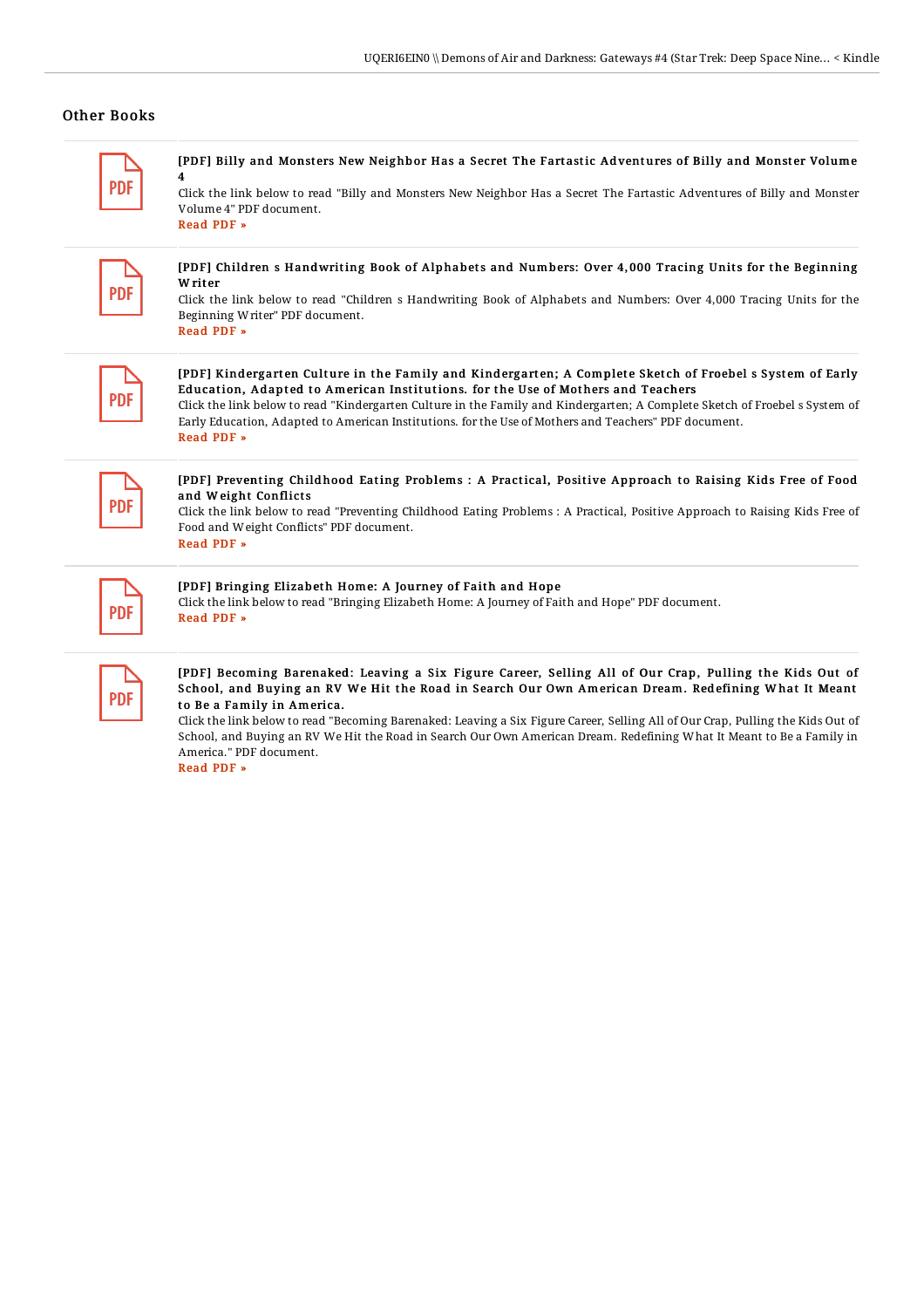## Other Books

**[PDF] Billy and Monsters New Neighbor Has a Secret The Fartastic Adventures of Billy and Monster Volume 4**

Click the link below to read "Billy and Monsters New Neighbor Has a Secret The Fartastic Adventures of Billy and Monster Volume 4" PDF document.

Read PDF »

**[PDF] Children s Handwriting Book of Alphabets and Numbers: Over 4,000 Tracing Units for the Beginning Writer**

Click the link below to read "Children s Handwriting Book of Alphabets and Numbers: Over 4,000 Tracing Units for the Beginning Writer" PDF document.

Read PDF »

**[PDF] Kindergarten Culture in the Family and Kindergarten; A Complete Sketch of Froebel s System of Early Education, Adapted to American Institutions. for the Use of Mothers and Teachers**

Click the link below to read "Kindergarten Culture in the Family and Kindergarten; A Complete Sketch of Froebel s System of Early Education, Adapted to American Institutions. for the Use of Mothers and Teachers" PDF document.

Read PDF »

**[PDF] Preventing Childhood Eating Problems : A Practical, Positive Approach to Raising Kids Free of Food and Weight Conflicts**

Click the link below to read "Preventing Childhood Eating Problems : A Practical, Positive Approach to Raising Kids Free of Food and Weight Conflicts" PDF document.

Read PDF »

**[PDF] Bringing Elizabeth Home: A Journey of Faith and Hope**

Click the link below to read "Bringing Elizabeth Home: A Journey of Faith and Hope" PDF document.

Read PDF »

**[PDF] Becoming Barenaked: Leaving a Six Figure Career, Selling All of Our Crap, Pulling the Kids Out of School, and Buying an RV We Hit the Road in Search Our Own American Dream. Redefining What It Meant to Be a Family in America.**

Click the link below to read "Becoming Barenaked: Leaving a Six Figure Career, Selling All of Our Crap, Pulling the Kids Out of School, and Buying an RV We Hit the Road in Search Our Own American Dream. Redefining What It Meant to Be a Family in America." PDF document.

Read PDF »